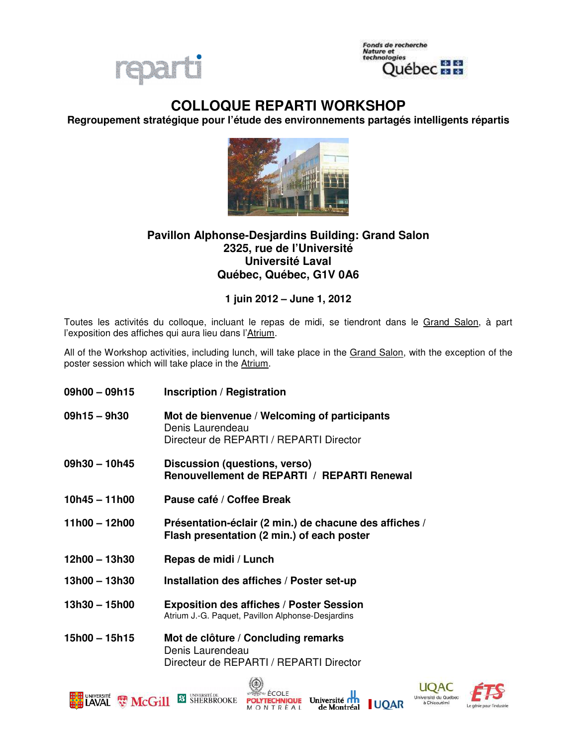# COLLOQUE REPARTI WORKSHOP

**Regroupement stratégique pour l'étude des environnements partagés intelligents répartis**

**Pavillon Alphonse-Desjardins Building: Grand Salon**
**2325, rue de l'Université**
**Université Laval**
**Québec, Québec, G1V 0A6**

**1 juin 2012 – June 1, 2012**

Toutes les activités du colloque, incluant le repas de midi, se tiendront dans le Grand Salon, à part l'exposition des affiches qui aura lieu dans l'Atrium.

All of the Workshop activities, including lunch, will take place in the Grand Salon, with the exception of the poster session which will take place in the Atrium.

| | |
|---|---|
| **09h00 – 09h15** | **Inscription / Registration** |
| **09h15 – 9h30** | **Mot de bienvenue / Welcoming of participants**<br>Denis Laurendeau<br>Directeur de REPARTI / REPARTI Director |
| **09h30 – 10h45** | **Discussion (questions, verso)**<br>**Renouvellement de REPARTI / REPARTI Renewal** |
| **10h45 – 11h00** | **Pause café / Coffee Break** |
| **11h00 – 12h00** | **Présentation-éclair (2 min.) de chacune des affiches / Flash presentation (2 min.) of each poster** |
| **12h00 – 13h30** | **Repas de midi / Lunch** |
| **13h00 – 13h30** | **Installation des affiches / Poster set-up** |
| **13h30 – 15h00** | **Exposition des affiches / Poster Session**<br>Atrium J.-G. Paquet, Pavillon Alphonse-Desjardins |
| **15h00 – 15h15** | **Mot de clôture / Concluding remarks**<br>Denis Laurendeau<br>Directeur de REPARTI / REPARTI Director |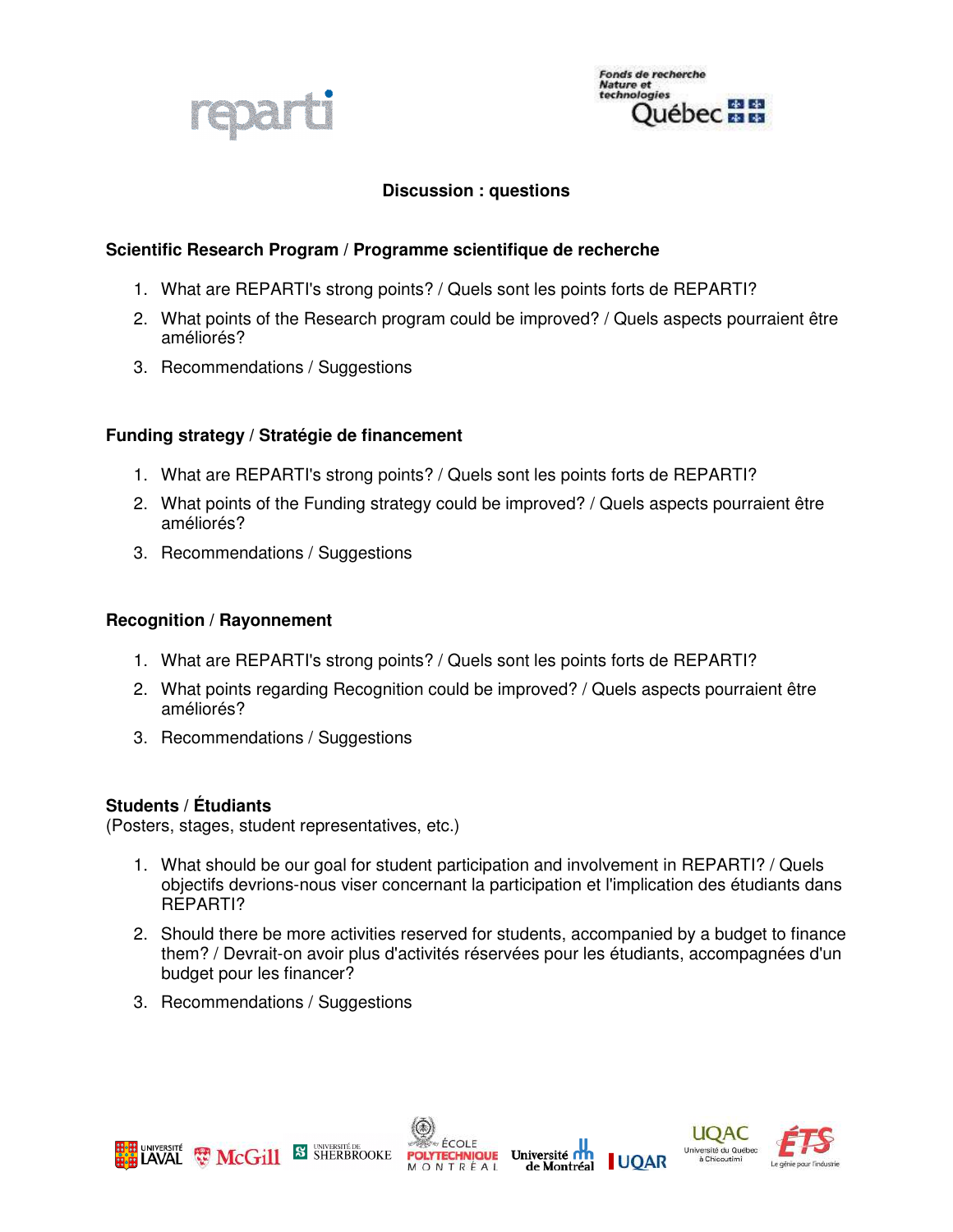## Discussion : questions

### Scientific Research Program / Programme scientifique de recherche

1. What are REPARTI's strong points? / Quels sont les points forts de REPARTI?
2. What points of the Research program could be improved? / Quels aspects pourraient être améliorés?
3. Recommendations / Suggestions

### Funding strategy / Stratégie de financement

1. What are REPARTI's strong points? / Quels sont les points forts de REPARTI?
2. What points of the Funding strategy could be improved? / Quels aspects pourraient être améliorés?
3. Recommendations / Suggestions

### Recognition / Rayonnement

1. What are REPARTI's strong points? / Quels sont les points forts de REPARTI?
2. What points regarding Recognition could be improved? / Quels aspects pourraient être améliorés?
3. Recommendations / Suggestions

### Students / Étudiants

(Posters, stages, student representatives, etc.)

1. What should be our goal for student participation and involvement in REPARTI? / Quels objectifs devrions-nous viser concernant la participation et l'implication des étudiants dans REPARTI?
2. Should there be more activities reserved for students, accompanied by a budget to finance them? / Devrait-on avoir plus d'activités réservées pour les étudiants, accompagnées d'un budget pour les financer?
3. Recommendations / Suggestions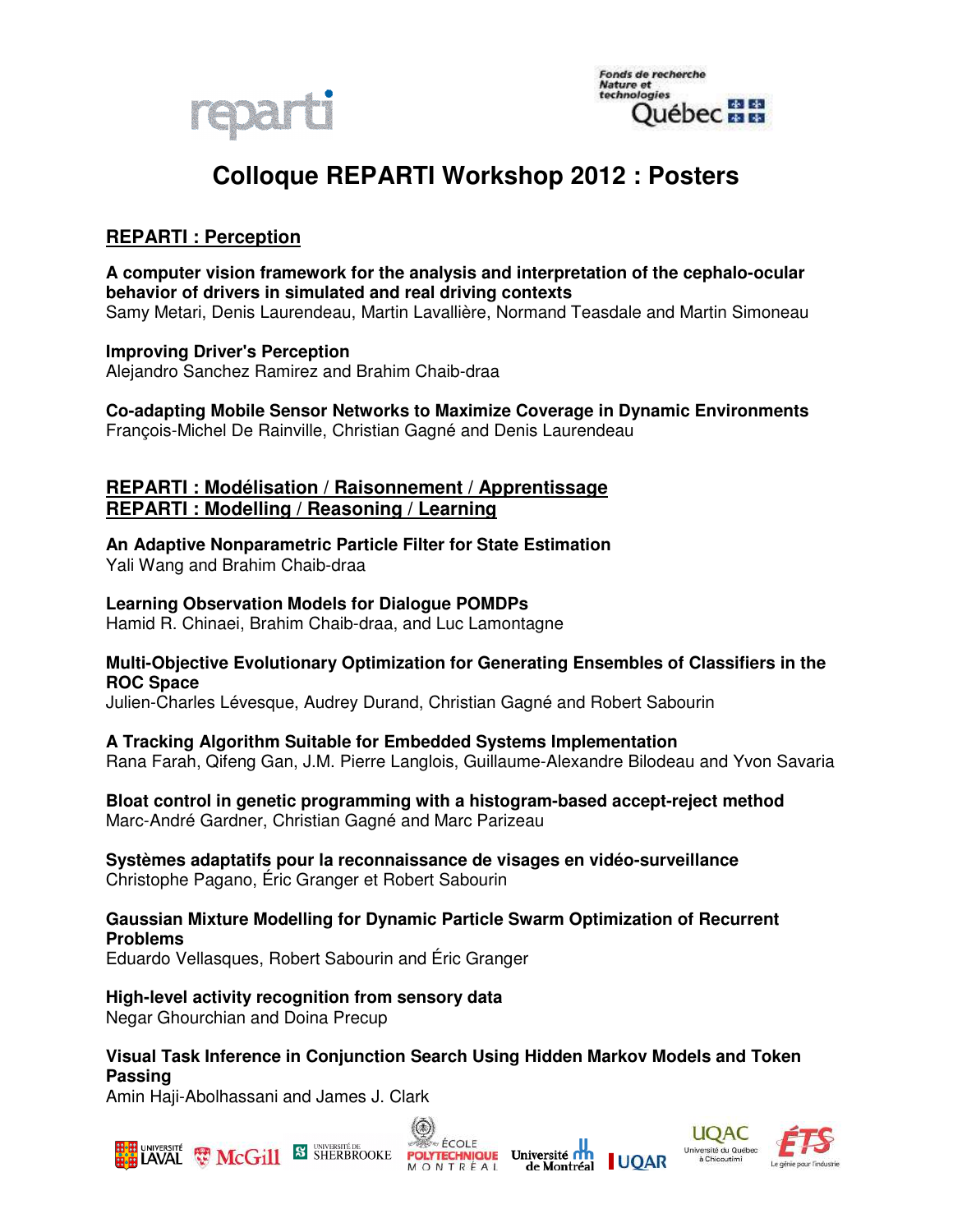# Colloque REPARTI Workshop 2012 : Posters

## REPARTI : Perception

**A computer vision framework for the analysis and interpretation of the cephalo-ocular behavior of drivers in simulated and real driving contexts**
Samy Metari, Denis Laurendeau, Martin Lavallière, Normand Teasdale and Martin Simoneau

**Improving Driver's Perception**
Alejandro Sanchez Ramirez and Brahim Chaib-draa

**Co-adapting Mobile Sensor Networks to Maximize Coverage in Dynamic Environments**
François-Michel De Rainville, Christian Gagné and Denis Laurendeau

## REPARTI : Modélisation / Raisonnement / Apprentissage
## REPARTI : Modelling / Reasoning / Learning

**An Adaptive Nonparametric Particle Filter for State Estimation**
Yali Wang and Brahim Chaib-draa

**Learning Observation Models for Dialogue POMDPs**
Hamid R. Chinaei, Brahim Chaib-draa, and Luc Lamontagne

**Multi-Objective Evolutionary Optimization for Generating Ensembles of Classifiers in the ROC Space**
Julien-Charles Lévesque, Audrey Durand, Christian Gagné and Robert Sabourin

**A Tracking Algorithm Suitable for Embedded Systems Implementation**
Rana Farah, Qifeng Gan, J.M. Pierre Langlois, Guillaume-Alexandre Bilodeau and Yvon Savaria

**Bloat control in genetic programming with a histogram-based accept-reject method**
Marc-André Gardner, Christian Gagné and Marc Parizeau

**Systèmes adaptatifs pour la reconnaissance de visages en vidéo-surveillance**
Christophe Pagano, Éric Granger et Robert Sabourin

**Gaussian Mixture Modelling for Dynamic Particle Swarm Optimization of Recurrent Problems**
Eduardo Vellasques, Robert Sabourin and Éric Granger

**High-level activity recognition from sensory data**
Negar Ghourchian and Doina Precup

**Visual Task Inference in Conjunction Search Using Hidden Markov Models and Token Passing**
Amin Haji-Abolhassani and James J. Clark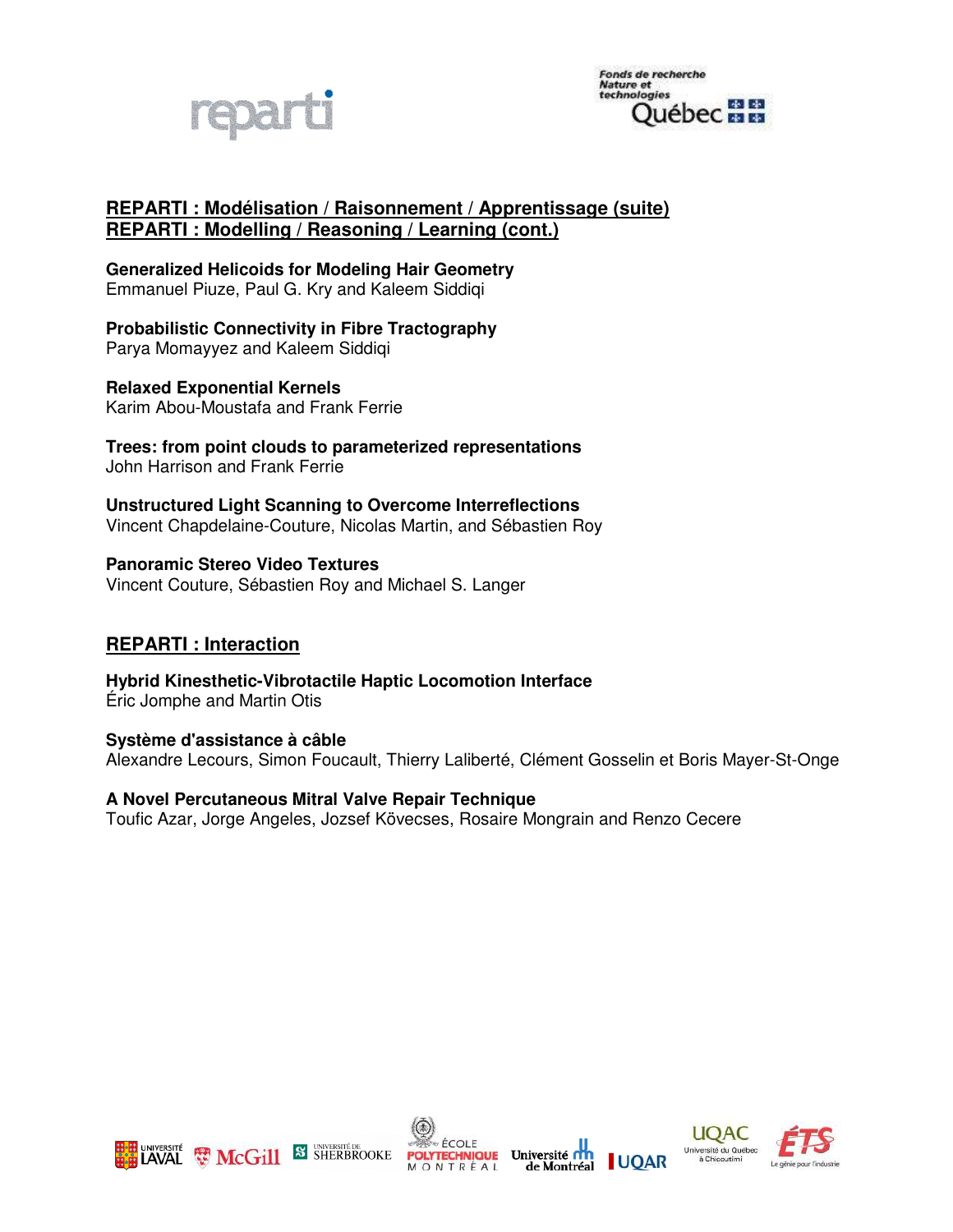## REPARTI : Modélisation / Raisonnement / Apprentissage (suite)
## REPARTI : Modelling / Reasoning / Learning (cont.)

**Generalized Helicoids for Modeling Hair Geometry**
Emmanuel Piuze, Paul G. Kry and Kaleem Siddiqi

**Probabilistic Connectivity in Fibre Tractography**
Parya Momayyez and Kaleem Siddiqi

**Relaxed Exponential Kernels**
Karim Abou-Moustafa and Frank Ferrie

**Trees: from point clouds to parameterized representations**
John Harrison and Frank Ferrie

**Unstructured Light Scanning to Overcome Interreflections**
Vincent Chapdelaine-Couture, Nicolas Martin, and Sébastien Roy

**Panoramic Stereo Video Textures**
Vincent Couture, Sébastien Roy and Michael S. Langer

## REPARTI : Interaction

**Hybrid Kinesthetic-Vibrotactile Haptic Locomotion Interface**
Éric Jomphe and Martin Otis

**Système d'assistance à câble**
Alexandre Lecours, Simon Foucault, Thierry Laliberté, Clément Gosselin et Boris Mayer-St-Onge

**A Novel Percutaneous Mitral Valve Repair Technique**
Toufic Azar, Jorge Angeles, Jozsef Kövecses, Rosaire Mongrain and Renzo Cecere